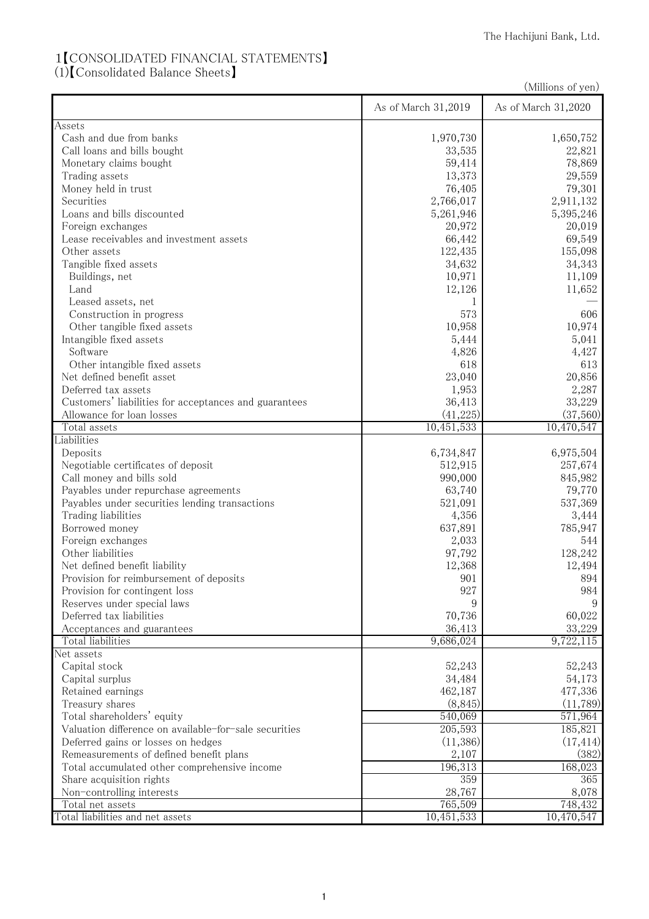# 1【CONSOLIDATED FINANCIAL STATEMENTS】

## (1)【Consolidated Balance Sheets】

(Millions of yen)

| | As of March 31,2019 | As of March 31,2020 |
|---|---|---|
| Assets | | |
| Cash and due from banks | 1,970,730 | 1,650,752 |
| Call loans and bills bought | 33,535 | 22,821 |
| Monetary claims bought | 59,414 | 78,869 |
| Trading assets | 13,373 | 29,559 |
| Money held in trust | 76,405 | 79,301 |
| Securities | 2,766,017 | 2,911,132 |
| Loans and bills discounted | 5,261,946 | 5,395,246 |
| Foreign exchanges | 20,972 | 20,019 |
| Lease receivables and investment assets | 66,442 | 69,549 |
| Other assets | 122,435 | 155,098 |
| Tangible fixed assets | 34,632 | 34,343 |
| Buildings, net | 10,971 | 11,109 |
| Land | 12,126 | 11,652 |
| Leased assets, net | 1 | — |
| Construction in progress | 573 | 606 |
| Other tangible fixed assets | 10,958 | 10,974 |
| Intangible fixed assets | 5,444 | 5,041 |
| Software | 4,826 | 4,427 |
| Other intangible fixed assets | 618 | 613 |
| Net defined benefit asset | 23,040 | 20,856 |
| Deferred tax assets | 1,953 | 2,287 |
| Customers' liabilities for acceptances and guarantees | 36,413 | 33,229 |
| Allowance for loan losses | (41,225) | (37,560) |
| Total assets | 10,451,533 | 10,470,547 |
| Liabilities | | |
| Deposits | 6,734,847 | 6,975,504 |
| Negotiable certificates of deposit | 512,915 | 257,674 |
| Call money and bills sold | 990,000 | 845,982 |
| Payables under repurchase agreements | 63,740 | 79,770 |
| Payables under securities lending transactions | 521,091 | 537,369 |
| Trading liabilities | 4,356 | 3,444 |
| Borrowed money | 637,891 | 785,947 |
| Foreign exchanges | 2,033 | 544 |
| Other liabilities | 97,792 | 128,242 |
| Net defined benefit liability | 12,368 | 12,494 |
| Provision for reimbursement of deposits | 901 | 894 |
| Provision for contingent loss | 927 | 984 |
| Reserves under special laws | 9 | 9 |
| Deferred tax liabilities | 70,736 | 60,022 |
| Acceptances and guarantees | 36,413 | 33,229 |
| Total liabilities | 9,686,024 | 9,722,115 |
| Net assets | | |
| Capital stock | 52,243 | 52,243 |
| Capital surplus | 34,484 | 54,173 |
| Retained earnings | 462,187 | 477,336 |
| Treasury shares | (8,845) | (11,789) |
| Total shareholders' equity | 540,069 | 571,964 |
| Valuation difference on available-for-sale securities | 205,593 | 185,821 |
| Deferred gains or losses on hedges | (11,386) | (17,414) |
| Remeasurements of defined benefit plans | 2,107 | (382) |
| Total accumulated other comprehensive income | 196,313 | 168,023 |
| Share acquisition rights | 359 | 365 |
| Non-controlling interests | 28,767 | 8,078 |
| Total net assets | 765,509 | 748,432 |
| Total liabilities and net assets | 10,451,533 | 10,470,547 |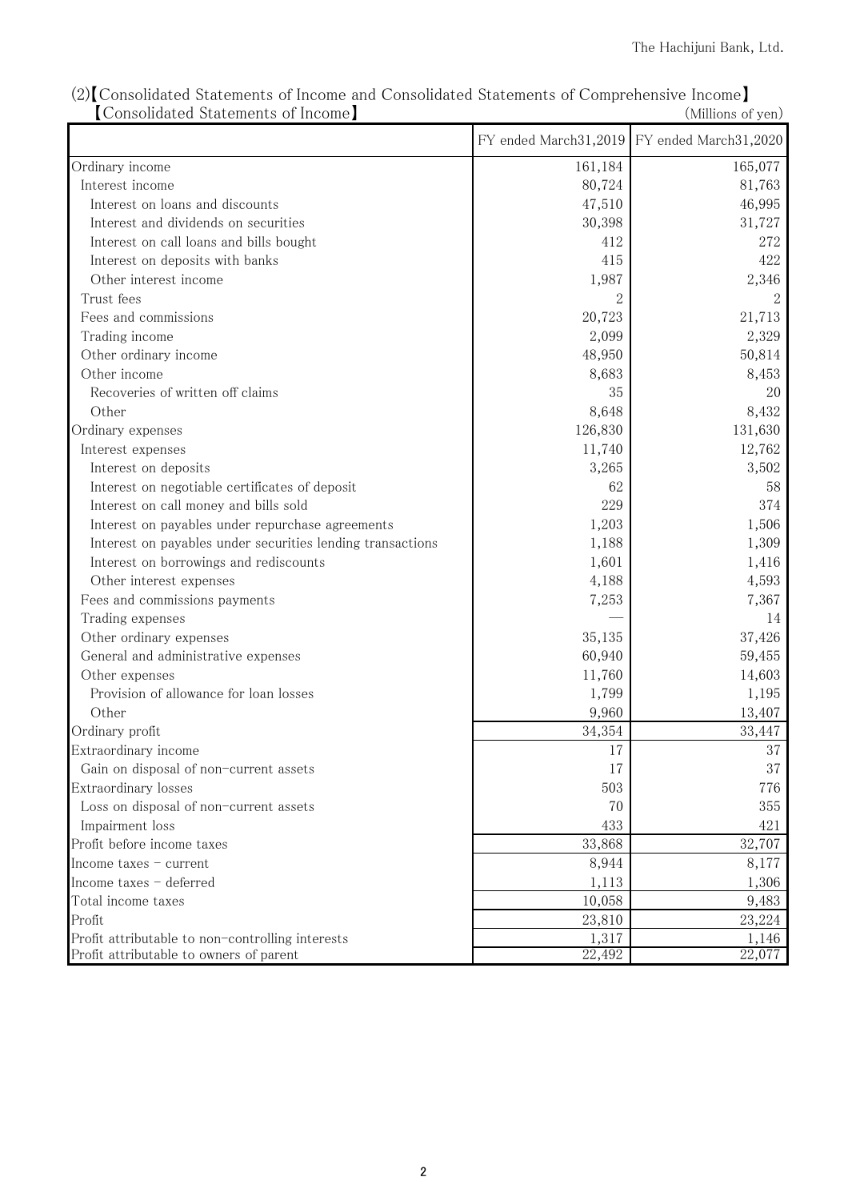(2)【Consolidated Statements of Income and Consolidated Statements of Comprehensive Income】

【Consolidated Statements of Income】

(Millions of yen)

| | FY ended March31,2019 | FY ended March31,2020 |
|---|---|---|
| Ordinary income | 161,184 | 165,077 |
| Interest income | 80,724 | 81,763 |
| Interest on loans and discounts | 47,510 | 46,995 |
| Interest and dividends on securities | 30,398 | 31,727 |
| Interest on call loans and bills bought | 412 | 272 |
| Interest on deposits with banks | 415 | 422 |
| Other interest income | 1,987 | 2,346 |
| Trust fees | 2 | 2 |
| Fees and commissions | 20,723 | 21,713 |
| Trading income | 2,099 | 2,329 |
| Other ordinary income | 48,950 | 50,814 |
| Other income | 8,683 | 8,453 |
| Recoveries of written off claims | 35 | 20 |
| Other | 8,648 | 8,432 |
| Ordinary expenses | 126,830 | 131,630 |
| Interest expenses | 11,740 | 12,762 |
| Interest on deposits | 3,265 | 3,502 |
| Interest on negotiable certificates of deposit | 62 | 58 |
| Interest on call money and bills sold | 229 | 374 |
| Interest on payables under repurchase agreements | 1,203 | 1,506 |
| Interest on payables under securities lending transactions | 1,188 | 1,309 |
| Interest on borrowings and rediscounts | 1,601 | 1,416 |
| Other interest expenses | 4,188 | 4,593 |
| Fees and commissions payments | 7,253 | 7,367 |
| Trading expenses | — | 14 |
| Other ordinary expenses | 35,135 | 37,426 |
| General and administrative expenses | 60,940 | 59,455 |
| Other expenses | 11,760 | 14,603 |
| Provision of allowance for loan losses | 1,799 | 1,195 |
| Other | 9,960 | 13,407 |
| Ordinary profit | 34,354 | 33,447 |
| Extraordinary income | 17 | 37 |
| Gain on disposal of non-current assets | 17 | 37 |
| Extraordinary losses | 503 | 776 |
| Loss on disposal of non-current assets | 70 | 355 |
| Impairment loss | 433 | 421 |
| Profit before income taxes | 33,868 | 32,707 |
| Income taxes - current | 8,944 | 8,177 |
| Income taxes - deferred | 1,113 | 1,306 |
| Total income taxes | 10,058 | 9,483 |
| Profit | 23,810 | 23,224 |
| Profit attributable to non-controlling interests | 1,317 | 1,146 |
| Profit attributable to owners of parent | 22,492 | 22,077 |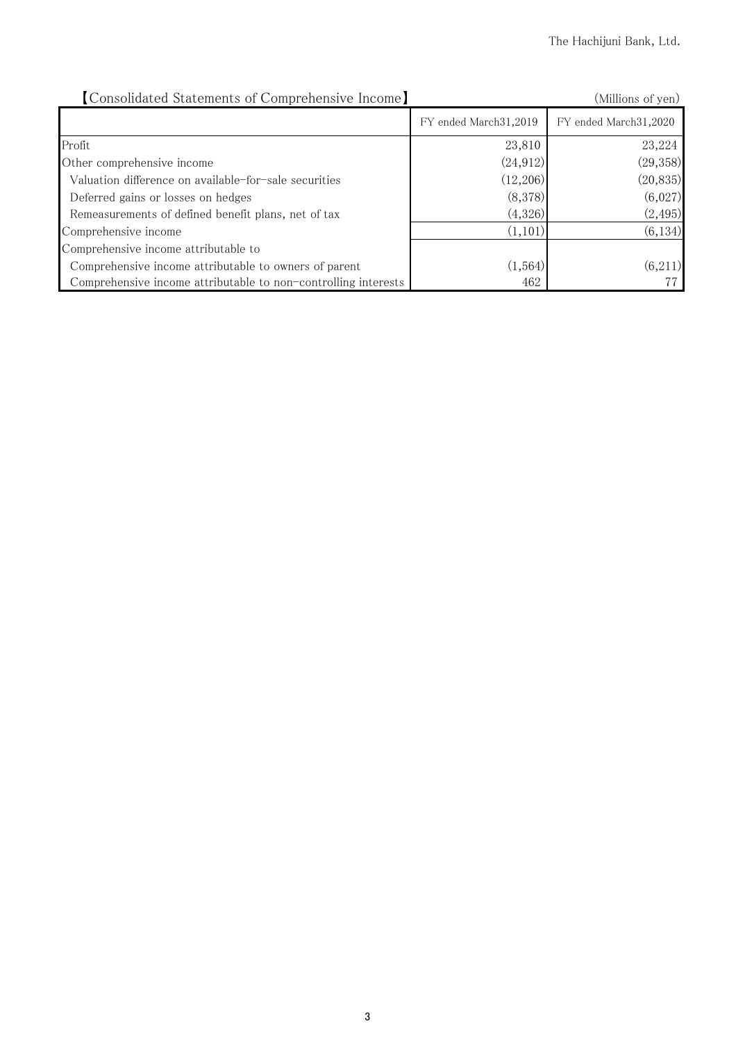## 【Consolidated Statements of Comprehensive Income】

(Millions of yen)

| | FY ended March31,2019 | FY ended March31,2020 |
|---|---|---|
| Profit | 23,810 | 23,224 |
| Other comprehensive income | (24,912) | (29,358) |
| Valuation difference on available-for-sale securities | (12,206) | (20,835) |
| Deferred gains or losses on hedges | (8,378) | (6,027) |
| Remeasurements of defined benefit plans, net of tax | (4,326) | (2,495) |
| Comprehensive income | (1,101) | (6,134) |
| Comprehensive income attributable to | | |
| Comprehensive income attributable to owners of parent | (1,564) | (6,211) |
| Comprehensive income attributable to non-controlling interests | 462 | 77 |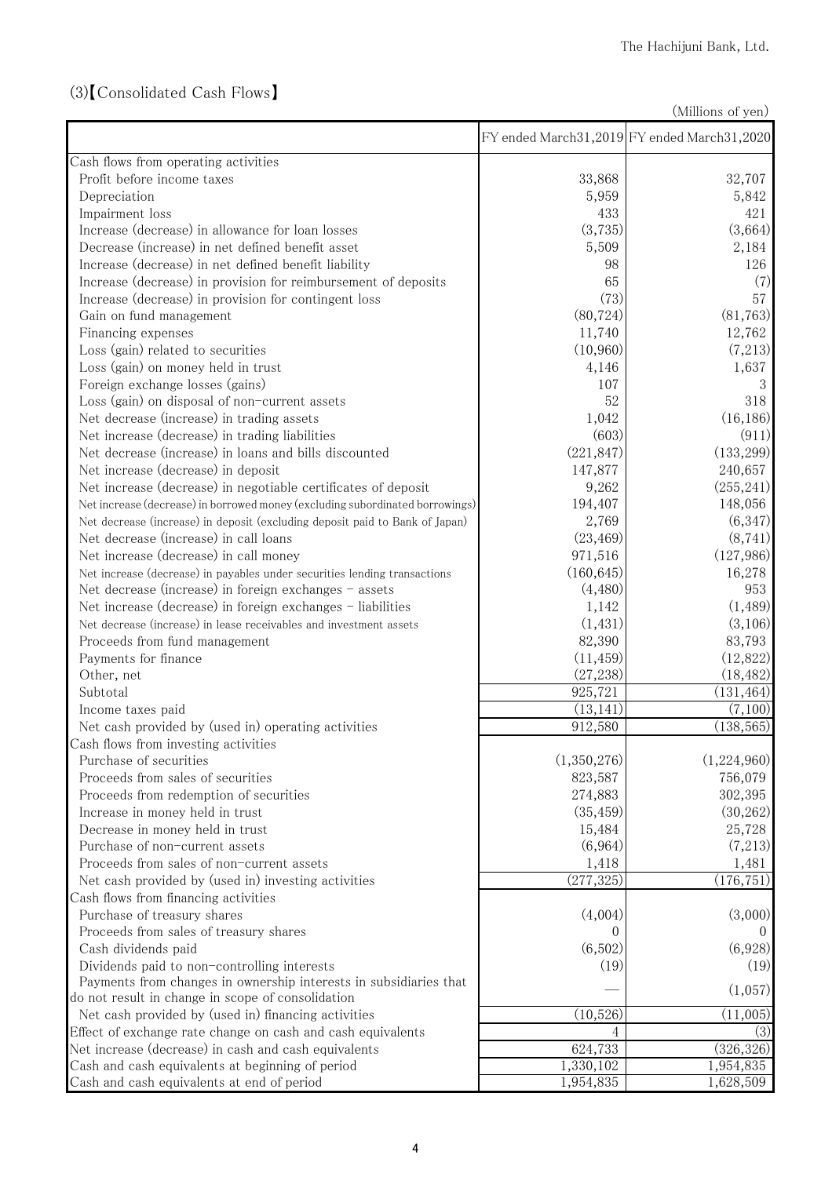The Hachijuni Bank, Ltd.

## (3)【Consolidated Cash Flows】

(Millions of yen)

| | FY ended March31,2019 | FY ended March31,2020 |
|---|---|---|
| Cash flows from operating activities | | |
| Profit before income taxes | 33,868 | 32,707 |
| Depreciation | 5,959 | 5,842 |
| Impairment loss | 433 | 421 |
| Increase (decrease) in allowance for loan losses | (3,735) | (3,664) |
| Decrease (increase) in net defined benefit asset | 5,509 | 2,184 |
| Increase (decrease) in net defined benefit liability | 98 | 126 |
| Increase (decrease) in provision for reimbursement of deposits | 65 | (7) |
| Increase (decrease) in provision for contingent loss | (73) | 57 |
| Gain on fund management | (80,724) | (81,763) |
| Financing expenses | 11,740 | 12,762 |
| Loss (gain) related to securities | (10,960) | (7,213) |
| Loss (gain) on money held in trust | 4,146 | 1,637 |
| Foreign exchange losses (gains) | 107 | 3 |
| Loss (gain) on disposal of non-current assets | 52 | 318 |
| Net decrease (increase) in trading assets | 1,042 | (16,186) |
| Net increase (decrease) in trading liabilities | (603) | (911) |
| Net decrease (increase) in loans and bills discounted | (221,847) | (133,299) |
| Net increase (decrease) in deposit | 147,877 | 240,657 |
| Net increase (decrease) in negotiable certificates of deposit | 9,262 | (255,241) |
| Net increase (decrease) in borrowed money (excluding subordinated borrowings) | 194,407 | 148,056 |
| Net decrease (increase) in deposit (excluding deposit paid to Bank of Japan) | 2,769 | (6,347) |
| Net decrease (increase) in call loans | (23,469) | (8,741) |
| Net increase (decrease) in call money | 971,516 | (127,986) |
| Net increase (decrease) in payables under securities lending transactions | (160,645) | 16,278 |
| Net decrease (increase) in foreign exchanges - assets | (4,480) | 953 |
| Net increase (decrease) in foreign exchanges - liabilities | 1,142 | (1,489) |
| Net decrease (increase) in lease receivables and investment assets | (1,431) | (3,106) |
| Proceeds from fund management | 82,390 | 83,793 |
| Payments for finance | (11,459) | (12,822) |
| Other, net | (27,238) | (18,482) |
| Subtotal | 925,721 | (131,464) |
| Income taxes paid | (13,141) | (7,100) |
| Net cash provided by (used in) operating activities | 912,580 | (138,565) |
| Cash flows from investing activities | | |
| Purchase of securities | (1,350,276) | (1,224,960) |
| Proceeds from sales of securities | 823,587 | 756,079 |
| Proceeds from redemption of securities | 274,883 | 302,395 |
| Increase in money held in trust | (35,459) | (30,262) |
| Decrease in money held in trust | 15,484 | 25,728 |
| Purchase of non-current assets | (6,964) | (7,213) |
| Proceeds from sales of non-current assets | 1,418 | 1,481 |
| Net cash provided by (used in) investing activities | (277,325) | (176,751) |
| Cash flows from financing activities | | |
| Purchase of treasury shares | (4,004) | (3,000) |
| Proceeds from sales of treasury shares | 0 | 0 |
| Cash dividends paid | (6,502) | (6,928) |
| Dividends paid to non-controlling interests | (19) | (19) |
| Payments from changes in ownership interests in subsidiaries that do not result in change in scope of consolidation | — | (1,057) |
| Net cash provided by (used in) financing activities | (10,526) | (11,005) |
| Effect of exchange rate change on cash and cash equivalents | 4 | (3) |
| Net increase (decrease) in cash and cash equivalents | 624,733 | (326,326) |
| Cash and cash equivalents at beginning of period | 1,330,102 | 1,954,835 |
| Cash and cash equivalents at end of period | 1,954,835 | 1,628,509 |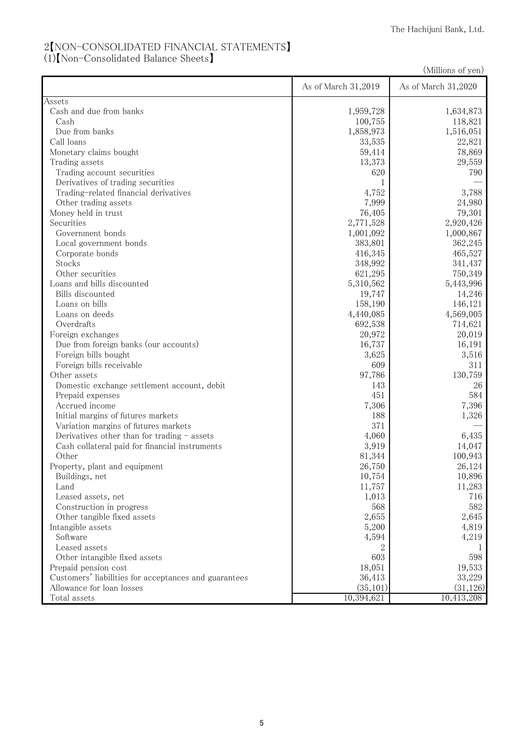## 2【NON-CONSOLIDATED FINANCIAL STATEMENTS】

### (1)【Non-Consolidated Balance Sheets】

(Millions of yen)

| | As of March 31,2019 | As of March 31,2020 |
|---|---|---|
| Assets | | |
| Cash and due from banks | 1,959,728 | 1,634,873 |
| Cash | 100,755 | 118,821 |
| Due from banks | 1,858,973 | 1,516,051 |
| Call loans | 33,535 | 22,821 |
| Monetary claims bought | 59,414 | 78,869 |
| Trading assets | 13,373 | 29,559 |
| Trading account securities | 620 | 790 |
| Derivatives of trading securities | 1 | — |
| Trading-related financial derivatives | 4,752 | 3,788 |
| Other trading assets | 7,999 | 24,980 |
| Money held in trust | 76,405 | 79,301 |
| Securities | 2,771,528 | 2,920,426 |
| Government bonds | 1,001,092 | 1,000,867 |
| Local government bonds | 383,801 | 362,245 |
| Corporate bonds | 416,345 | 465,527 |
| Stocks | 348,992 | 341,437 |
| Other securities | 621,295 | 750,349 |
| Loans and bills discounted | 5,310,562 | 5,443,996 |
| Bills discounted | 19,747 | 14,246 |
| Loans on bills | 158,190 | 146,121 |
| Loans on deeds | 4,440,085 | 4,569,005 |
| Overdrafts | 692,538 | 714,621 |
| Foreign exchanges | 20,972 | 20,019 |
| Due from foreign banks (our accounts) | 16,737 | 16,191 |
| Foreign bills bought | 3,625 | 3,516 |
| Foreign bills receivable | 609 | 311 |
| Other assets | 97,786 | 130,759 |
| Domestic exchange settlement account, debit | 143 | 26 |
| Prepaid expenses | 451 | 584 |
| Accrued income | 7,306 | 7,396 |
| Initial margins of futures markets | 188 | 1,326 |
| Variation margins of futures markets | 371 | — |
| Derivatives other than for trading - assets | 4,060 | 6,435 |
| Cash collateral paid for financial instruments | 3,919 | 14,047 |
| Other | 81,344 | 100,943 |
| Property, plant and equipment | 26,750 | 26,124 |
| Buildings, net | 10,754 | 10,896 |
| Land | 11,757 | 11,283 |
| Leased assets, net | 1,013 | 716 |
| Construction in progress | 568 | 582 |
| Other tangible fixed assets | 2,655 | 2,645 |
| Intangible assets | 5,200 | 4,819 |
| Software | 4,594 | 4,219 |
| Leased assets | 2 | 1 |
| Other intangible fixed assets | 603 | 598 |
| Prepaid pension cost | 18,051 | 19,533 |
| Customers' liabilities for acceptances and guarantees | 36,413 | 33,229 |
| Allowance for loan losses | (35,101) | (31,126) |
| Total assets | 10,394,621 | 10,413,208 |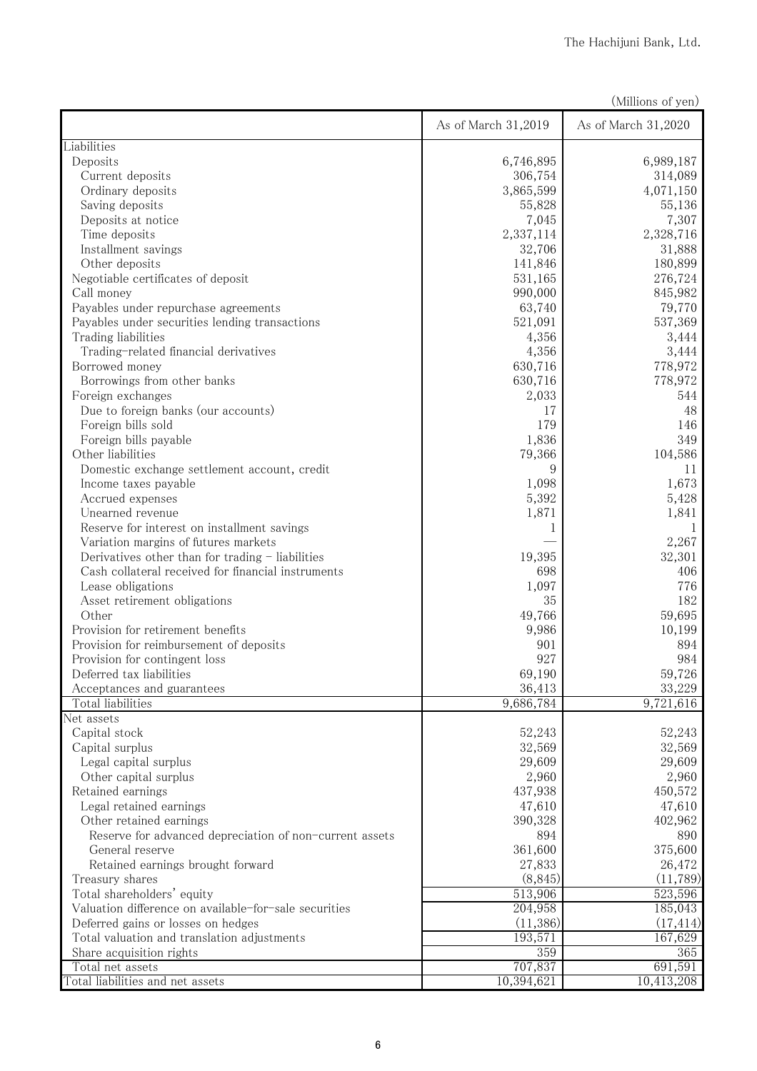(Millions of yen)

| | As of March 31,2019 | As of March 31,2020 |
|---|---|---|
| Liabilities | | |
| Deposits | 6,746,895 | 6,989,187 |
| Current deposits | 306,754 | 314,089 |
| Ordinary deposits | 3,865,599 | 4,071,150 |
| Saving deposits | 55,828 | 55,136 |
| Deposits at notice | 7,045 | 7,307 |
| Time deposits | 2,337,114 | 2,328,716 |
| Installment savings | 32,706 | 31,888 |
| Other deposits | 141,846 | 180,899 |
| Negotiable certificates of deposit | 531,165 | 276,724 |
| Call money | 990,000 | 845,982 |
| Payables under repurchase agreements | 63,740 | 79,770 |
| Payables under securities lending transactions | 521,091 | 537,369 |
| Trading liabilities | 4,356 | 3,444 |
| Trading-related financial derivatives | 4,356 | 3,444 |
| Borrowed money | 630,716 | 778,972 |
| Borrowings from other banks | 630,716 | 778,972 |
| Foreign exchanges | 2,033 | 544 |
| Due to foreign banks (our accounts) | 17 | 48 |
| Foreign bills sold | 179 | 146 |
| Foreign bills payable | 1,836 | 349 |
| Other liabilities | 79,366 | 104,586 |
| Domestic exchange settlement account, credit | 9 | 11 |
| Income taxes payable | 1,098 | 1,673 |
| Accrued expenses | 5,392 | 5,428 |
| Unearned revenue | 1,871 | 1,841 |
| Reserve for interest on installment savings | 1 | 1 |
| Variation margins of futures markets | — | 2,267 |
| Derivatives other than for trading - liabilities | 19,395 | 32,301 |
| Cash collateral received for financial instruments | 698 | 406 |
| Lease obligations | 1,097 | 776 |
| Asset retirement obligations | 35 | 182 |
| Other | 49,766 | 59,695 |
| Provision for retirement benefits | 9,986 | 10,199 |
| Provision for reimbursement of deposits | 901 | 894 |
| Provision for contingent loss | 927 | 984 |
| Deferred tax liabilities | 69,190 | 59,726 |
| Acceptances and guarantees | 36,413 | 33,229 |
| Total liabilities | 9,686,784 | 9,721,616 |
| Net assets | | |
| Capital stock | 52,243 | 52,243 |
| Capital surplus | 32,569 | 32,569 |
| Legal capital surplus | 29,609 | 29,609 |
| Other capital surplus | 2,960 | 2,960 |
| Retained earnings | 437,938 | 450,572 |
| Legal retained earnings | 47,610 | 47,610 |
| Other retained earnings | 390,328 | 402,962 |
| Reserve for advanced depreciation of non-current assets | 894 | 890 |
| General reserve | 361,600 | 375,600 |
| Retained earnings brought forward | 27,833 | 26,472 |
| Treasury shares | (8,845) | (11,789) |
| Total shareholders' equity | 513,906 | 523,596 |
| Valuation difference on available-for-sale securities | 204,958 | 185,043 |
| Deferred gains or losses on hedges | (11,386) | (17,414) |
| Total valuation and translation adjustments | 193,571 | 167,629 |
| Share acquisition rights | 359 | 365 |
| Total net assets | 707,837 | 691,591 |
| Total liabilities and net assets | 10,394,621 | 10,413,208 |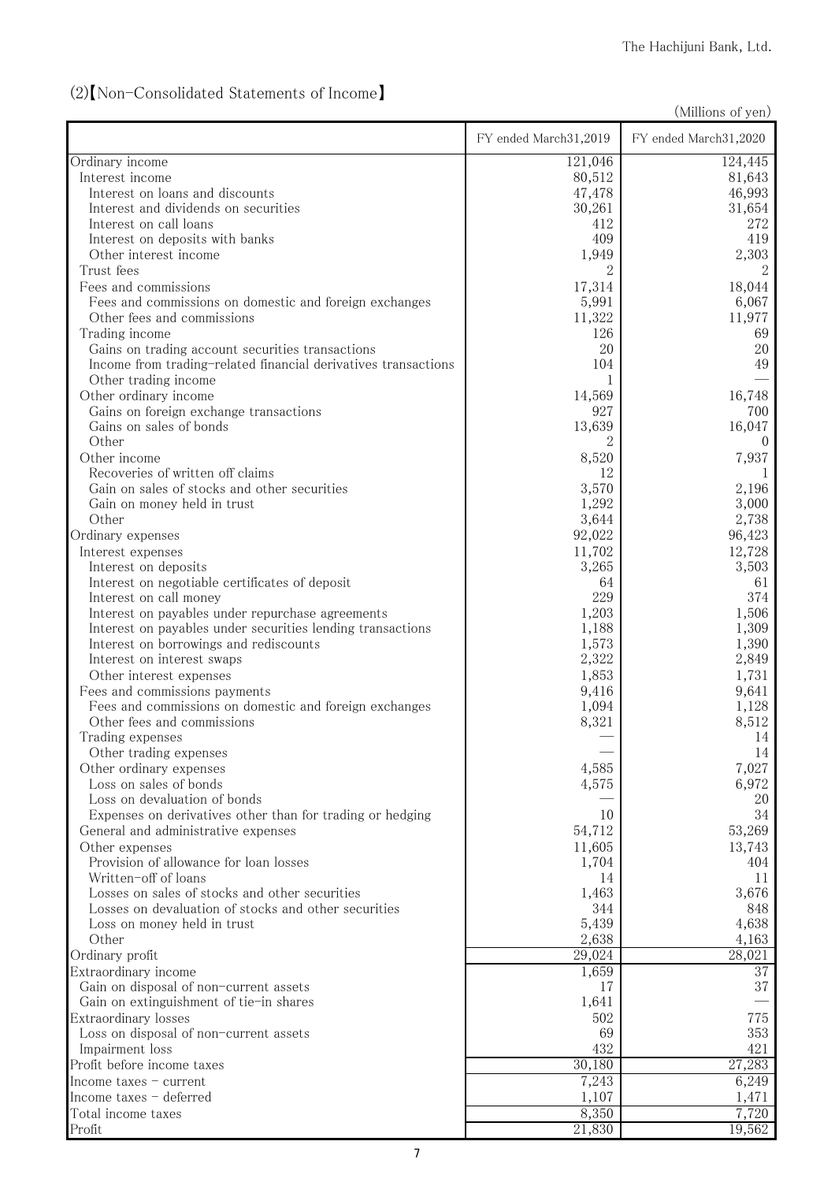The Hachijuni Bank, Ltd.

## (2)【Non-Consolidated Statements of Income】

(Millions of yen)

| | FY ended March31,2019 | FY ended March31,2020 |
|---|---|---|
| Ordinary income | 121,046 | 124,445 |
| Interest income | 80,512 | 81,643 |
| Interest on loans and discounts | 47,478 | 46,993 |
| Interest and dividends on securities | 30,261 | 31,654 |
| Interest on call loans | 412 | 272 |
| Interest on deposits with banks | 409 | 419 |
| Other interest income | 1,949 | 2,303 |
| Trust fees | 2 | 2 |
| Fees and commissions | 17,314 | 18,044 |
| Fees and commissions on domestic and foreign exchanges | 5,991 | 6,067 |
| Other fees and commissions | 11,322 | 11,977 |
| Trading income | 126 | 69 |
| Gains on trading account securities transactions | 20 | 20 |
| Income from trading-related financial derivatives transactions | 104 | 49 |
| Other trading income | 1 | — |
| Other ordinary income | 14,569 | 16,748 |
| Gains on foreign exchange transactions | 927 | 700 |
| Gains on sales of bonds | 13,639 | 16,047 |
| Other | 2 | 0 |
| Other income | 8,520 | 7,937 |
| Recoveries of written off claims | 12 | 1 |
| Gain on sales of stocks and other securities | 3,570 | 2,196 |
| Gain on money held in trust | 1,292 | 3,000 |
| Other | 3,644 | 2,738 |
| Ordinary expenses | 92,022 | 96,423 |
| Interest expenses | 11,702 | 12,728 |
| Interest on deposits | 3,265 | 3,503 |
| Interest on negotiable certificates of deposit | 64 | 61 |
| Interest on call money | 229 | 374 |
| Interest on payables under repurchase agreements | 1,203 | 1,506 |
| Interest on payables under securities lending transactions | 1,188 | 1,309 |
| Interest on borrowings and rediscounts | 1,573 | 1,390 |
| Interest on interest swaps | 2,322 | 2,849 |
| Other interest expenses | 1,853 | 1,731 |
| Fees and commissions payments | 9,416 | 9,641 |
| Fees and commissions on domestic and foreign exchanges | 1,094 | 1,128 |
| Other fees and commissions | 8,321 | 8,512 |
| Trading expenses | — | 14 |
| Other trading expenses | — | 14 |
| Other ordinary expenses | 4,585 | 7,027 |
| Loss on sales of bonds | 4,575 | 6,972 |
| Loss on devaluation of bonds | — | 20 |
| Expenses on derivatives other than for trading or hedging | 10 | 34 |
| General and administrative expenses | 54,712 | 53,269 |
| Other expenses | 11,605 | 13,743 |
| Provision of allowance for loan losses | 1,704 | 404 |
| Written-off of loans | 14 | 11 |
| Losses on sales of stocks and other securities | 1,463 | 3,676 |
| Losses on devaluation of stocks and other securities | 344 | 848 |
| Loss on money held in trust | 5,439 | 4,638 |
| Other | 2,638 | 4,163 |
| Ordinary profit | 29,024 | 28,021 |
| Extraordinary income | 1,659 | 37 |
| Gain on disposal of non-current assets | 17 | 37 |
| Gain on extinguishment of tie-in shares | 1,641 | — |
| Extraordinary losses | 502 | 775 |
| Loss on disposal of non-current assets | 69 | 353 |
| Impairment loss | 432 | 421 |
| Profit before income taxes | 30,180 | 27,283 |
| Income taxes - current | 7,243 | 6,249 |
| Income taxes - deferred | 1,107 | 1,471 |
| Total income taxes | 8,350 | 7,720 |
| Profit | 21,830 | 19,562 |